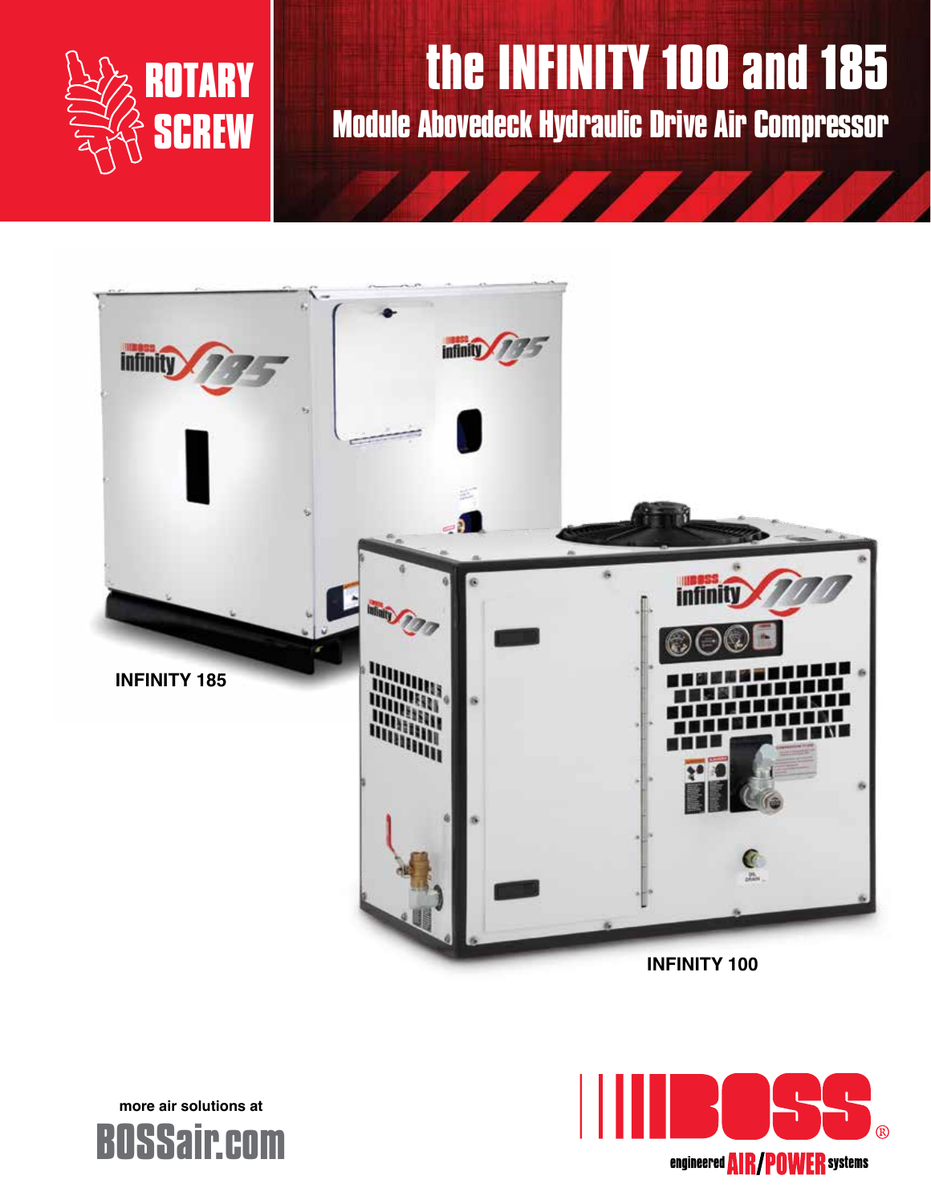ROTARY SCREW

# the INFINITY 100 and 185

## Module Abovedeck Hydraulic Drive Air Compressor

INFINITY 185

INFINITY 100

more air solutions at

BOSSair.com

BOSS

engineered AIR/POWER systems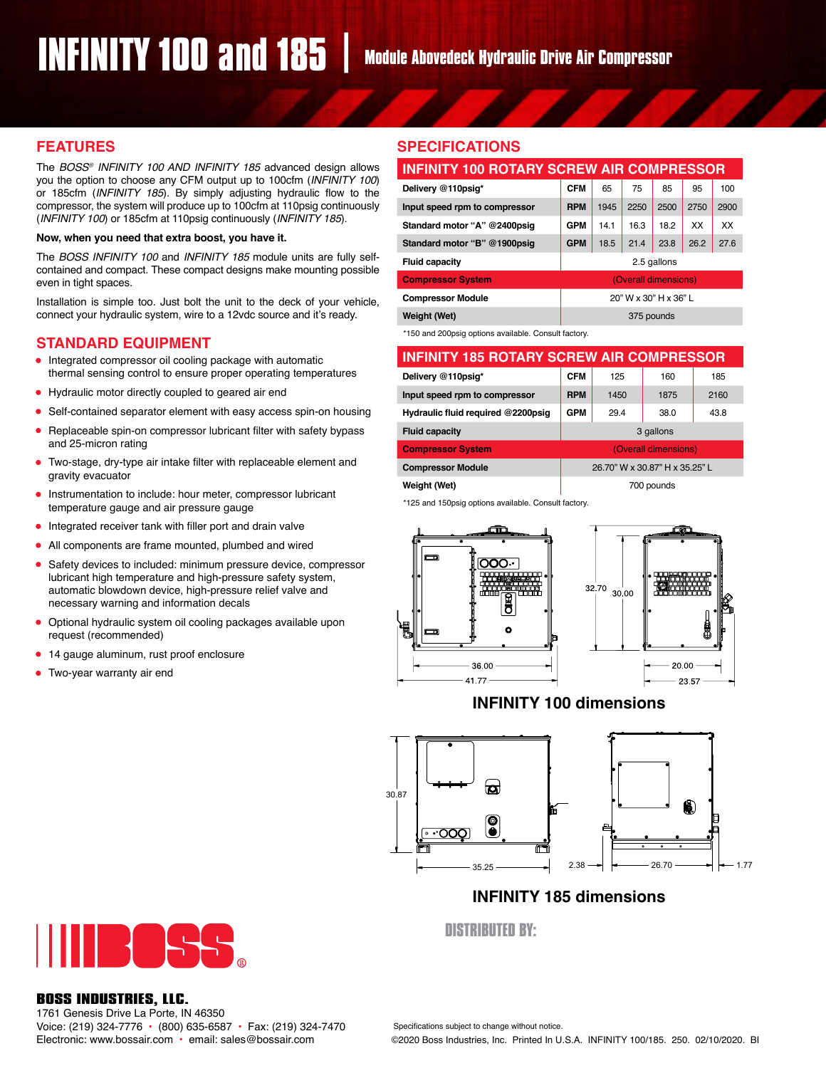# INFINITY 100 and 185 | Module Abovedeck Hydraulic Drive Air Compressor

## FEATURES

The *BOSS® INFINITY 100 AND INFINITY 185* advanced design allows you the option to choose any CFM output up to 100cfm (*INFINITY 100*) or 185cfm (*INFINITY 185*). By simply adjusting hydraulic flow to the compressor, the system will produce up to 100cfm at 110psig continuously (*INFINITY 100*) or 185cfm at 110psig continuously (*INFINITY 185*).

**Now, when you need that extra boost, you have it.**

The *BOSS INFINITY 100* and *INFINITY 185* module units are fully self-contained and compact. These compact designs make mounting possible even in tight spaces.

Installation is simple too. Just bolt the unit to the deck of your vehicle, connect your hydraulic system, wire to a 12vdc source and it's ready.

## STANDARD EQUIPMENT

- Integrated compressor oil cooling package with automatic thermal sensing control to ensure proper operating temperatures
- Hydraulic motor directly coupled to geared air end
- Self-contained separator element with easy access spin-on housing
- Replaceable spin-on compressor lubricant filter with safety bypass and 25-micron rating
- Two-stage, dry-type air intake filter with replaceable element and gravity evacuator
- Instrumentation to include: hour meter, compressor lubricant temperature gauge and air pressure gauge
- Integrated receiver tank with filler port and drain valve
- All components are frame mounted, plumbed and wired
- Safety devices to included: minimum pressure device, compressor lubricant high temperature and high-pressure safety system, automatic blowdown device, high-pressure relief valve and necessary warning and information decals
- Optional hydraulic system oil cooling packages available upon request (recommended)
- 14 gauge aluminum, rust proof enclosure
- Two-year warranty air end

## SPECIFICATIONS

### INFINITY 100 ROTARY SCREW AIR COMPRESSOR

| | | | | | | |
|---|---|---|---|---|---|---|
| Delivery @110psig* | CFM | 65 | 75 | 85 | 95 | 100 |
| Input speed rpm to compressor | RPM | 1945 | 2250 | 2500 | 2750 | 2900 |
| Standard motor "A" @2400psig | GPM | 14.1 | 16.3 | 18.2 | XX | XX |
| Standard motor "B" @1900psig | GPM | 18.5 | 21.4 | 23.8 | 26.2 | 27.6 |
| Fluid capacity | | 2.5 gallons | | | | |
| Compressor System | | (Overall dimensions) | | | | |
| Compressor Module | | 20" W x 30" H x 36" L | | | | |
| Weight (Wet) | | 375 pounds | | | | |

*150 and 200psig options available. Consult factory.

### INFINITY 185 ROTARY SCREW AIR COMPRESSOR

| | | | | |
|---|---|---|---|---|
| Delivery @110psig* | CFM | 125 | 160 | 185 |
| Input speed rpm to compressor | RPM | 1450 | 1875 | 2160 |
| Hydraulic fluid required @2200psig | GPM | 29.4 | 38.0 | 43.8 |
| Fluid capacity | | 3 gallons | | |
| Compressor System | | (Overall dimensions) | | |
| Compressor Module | | 26.70" W x 30.87" H x 35.25" L | | |
| Weight (Wet) | | 700 pounds | | |

*125 and 150psig options available. Consult factory.

32.70
30.00
36.00
41.77
20.00
23.57

**INFINITY 100 dimensions**

30.87
35.25
2.38
26.70
1.77

**INFINITY 185 dimensions**

DISTRIBUTED BY:

**BOSS INDUSTRIES, LLC.**
1761 Genesis Drive La Porte, IN 46350
Voice: (219) 324-7776 • (800) 635-6587 • Fax: (219) 324-7470
Electronic: www.bossair.com • email: sales@bossair.com

Specifications subject to change without notice.
©2020 Boss Industries, Inc. Printed In U.S.A. INFINITY 100/185. 250. 02/10/2020. BI